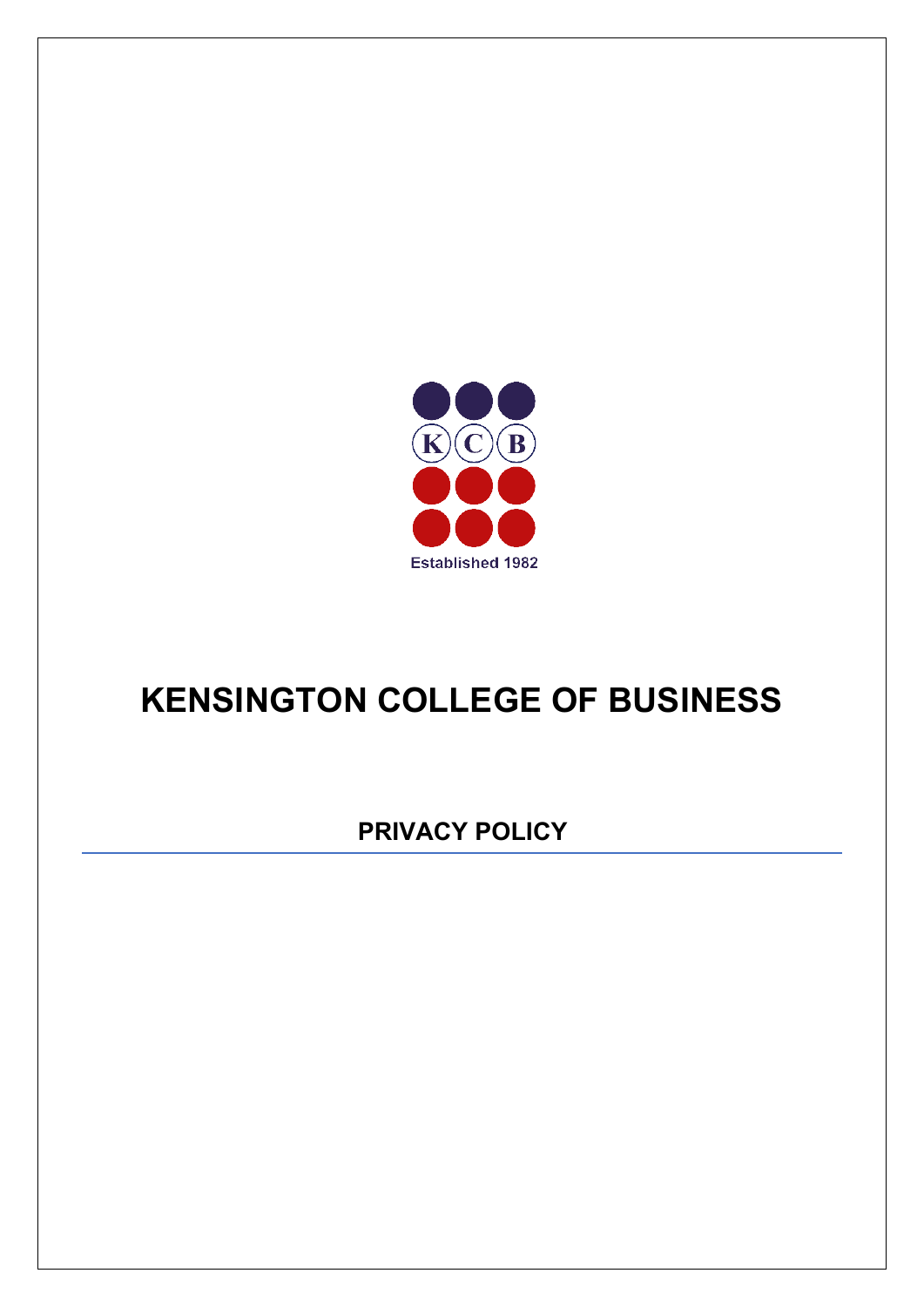KCB

Established 1982

# KENSINGTON COLLEGE OF BUSINESS

## PRIVACY POLICY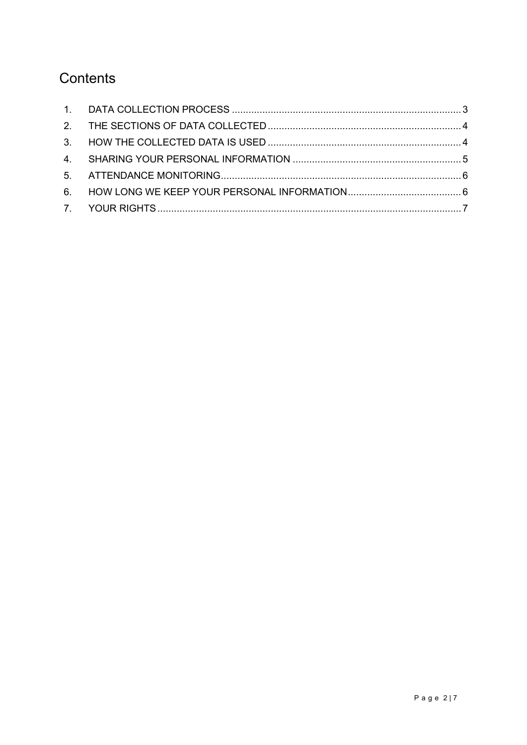# Contents

1. DATA COLLECTION PROCESS .................................................................................... 3
2. THE SECTIONS OF DATA COLLECTED ...................................................................... 4
3. HOW THE COLLECTED DATA IS USED ...................................................................... 4
4. SHARING YOUR PERSONAL INFORMATION ............................................................. 5
5. ATTENDANCE MONITORING....................................................................................... 6
6. HOW LONG WE KEEP YOUR PERSONAL INFORMATION......................................... 6
7. YOUR RIGHTS .............................................................................................................. 7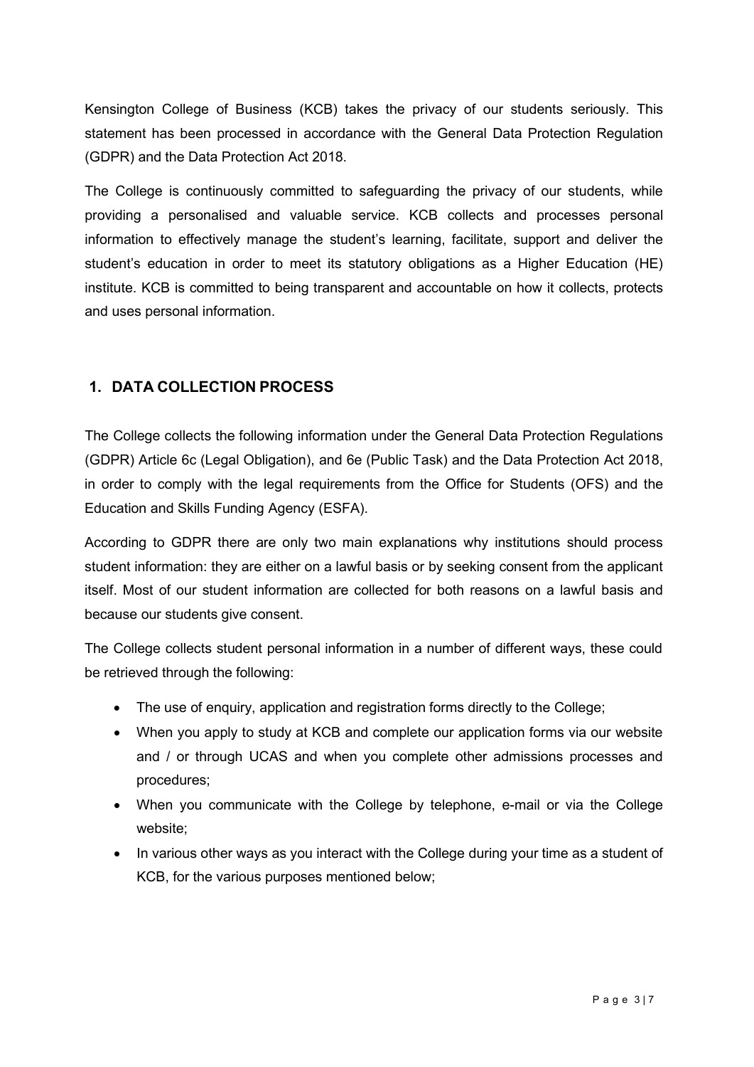Kensington College of Business (KCB) takes the privacy of our students seriously. This statement has been processed in accordance with the General Data Protection Regulation (GDPR) and the Data Protection Act 2018.

The College is continuously committed to safeguarding the privacy of our students, while providing a personalised and valuable service. KCB collects and processes personal information to effectively manage the student's learning, facilitate, support and deliver the student's education in order to meet its statutory obligations as a Higher Education (HE) institute. KCB is committed to being transparent and accountable on how it collects, protects and uses personal information.

## 1. DATA COLLECTION PROCESS

The College collects the following information under the General Data Protection Regulations (GDPR) Article 6c (Legal Obligation), and 6e (Public Task) and the Data Protection Act 2018, in order to comply with the legal requirements from the Office for Students (OFS) and the Education and Skills Funding Agency (ESFA).

According to GDPR there are only two main explanations why institutions should process student information: they are either on a lawful basis or by seeking consent from the applicant itself. Most of our student information are collected for both reasons on a lawful basis and because our students give consent.

The College collects student personal information in a number of different ways, these could be retrieved through the following:

- The use of enquiry, application and registration forms directly to the College;
- When you apply to study at KCB and complete our application forms via our website and / or through UCAS and when you complete other admissions processes and procedures;
- When you communicate with the College by telephone, e-mail or via the College website;
- In various other ways as you interact with the College during your time as a student of KCB, for the various purposes mentioned below;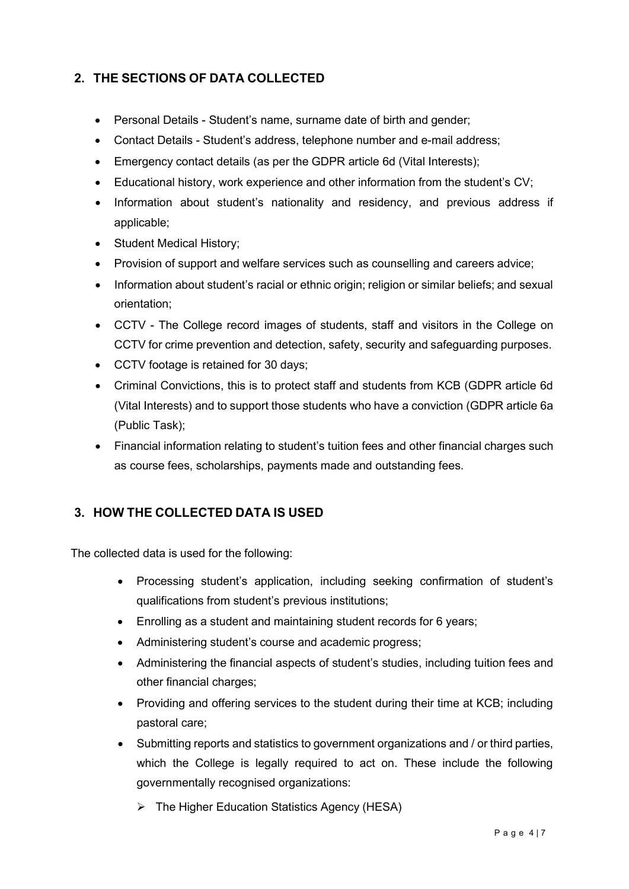## 2. THE SECTIONS OF DATA COLLECTED

- Personal Details - Student's name, surname date of birth and gender;
- Contact Details - Student's address, telephone number and e-mail address;
- Emergency contact details (as per the GDPR article 6d (Vital Interests);
- Educational history, work experience and other information from the student's CV;
- Information about student's nationality and residency, and previous address if applicable;
- Student Medical History;
- Provision of support and welfare services such as counselling and careers advice;
- Information about student's racial or ethnic origin; religion or similar beliefs; and sexual orientation;
- CCTV - The College record images of students, staff and visitors in the College on CCTV for crime prevention and detection, safety, security and safeguarding purposes.
- CCTV footage is retained for 30 days;
- Criminal Convictions, this is to protect staff and students from KCB (GDPR article 6d (Vital Interests) and to support those students who have a conviction (GDPR article 6a (Public Task);
- Financial information relating to student's tuition fees and other financial charges such as course fees, scholarships, payments made and outstanding fees.

## 3. HOW THE COLLECTED DATA IS USED

The collected data is used for the following:

- Processing student's application, including seeking confirmation of student's qualifications from student's previous institutions;
- Enrolling as a student and maintaining student records for 6 years;
- Administering student's course and academic progress;
- Administering the financial aspects of student's studies, including tuition fees and other financial charges;
- Providing and offering services to the student during their time at KCB; including pastoral care;
- Submitting reports and statistics to government organizations and / or third parties, which the College is legally required to act on. These include the following governmentally recognised organizations:
  - The Higher Education Statistics Agency (HESA)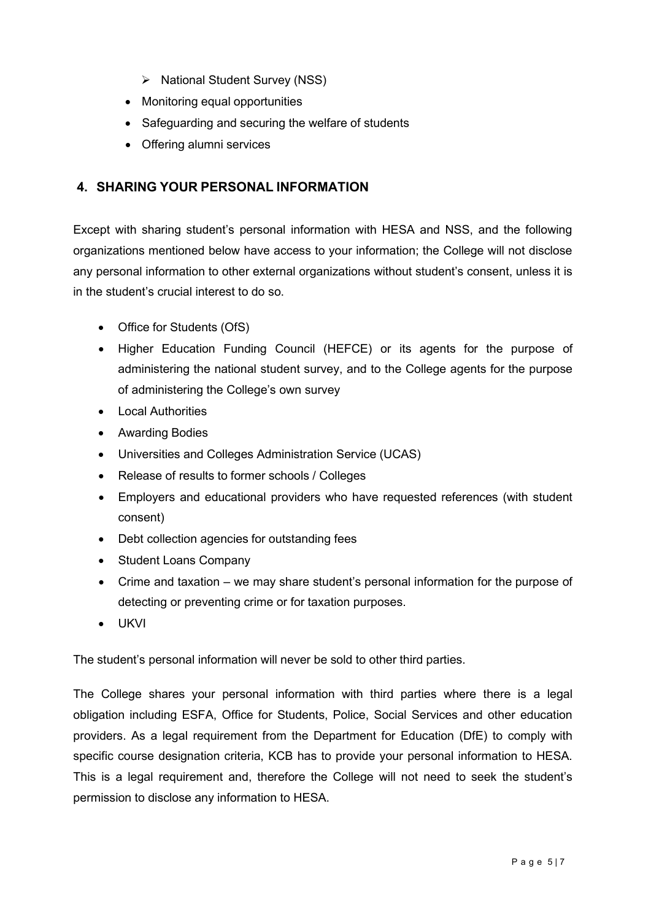- National Student Survey (NSS)
- Monitoring equal opportunities
- Safeguarding and securing the welfare of students
- Offering alumni services

## 4. SHARING YOUR PERSONAL INFORMATION

Except with sharing student's personal information with HESA and NSS, and the following organizations mentioned below have access to your information; the College will not disclose any personal information to other external organizations without student's consent, unless it is in the student's crucial interest to do so.

- Office for Students (OfS)
- Higher Education Funding Council (HEFCE) or its agents for the purpose of administering the national student survey, and to the College agents for the purpose of administering the College's own survey
- Local Authorities
- Awarding Bodies
- Universities and Colleges Administration Service (UCAS)
- Release of results to former schools / Colleges
- Employers and educational providers who have requested references (with student consent)
- Debt collection agencies for outstanding fees
- Student Loans Company
- Crime and taxation – we may share student's personal information for the purpose of detecting or preventing crime or for taxation purposes.
- UKVI

The student's personal information will never be sold to other third parties.

The College shares your personal information with third parties where there is a legal obligation including ESFA, Office for Students, Police, Social Services and other education providers. As a legal requirement from the Department for Education (DfE) to comply with specific course designation criteria, KCB has to provide your personal information to HESA. This is a legal requirement and, therefore the College will not need to seek the student's permission to disclose any information to HESA.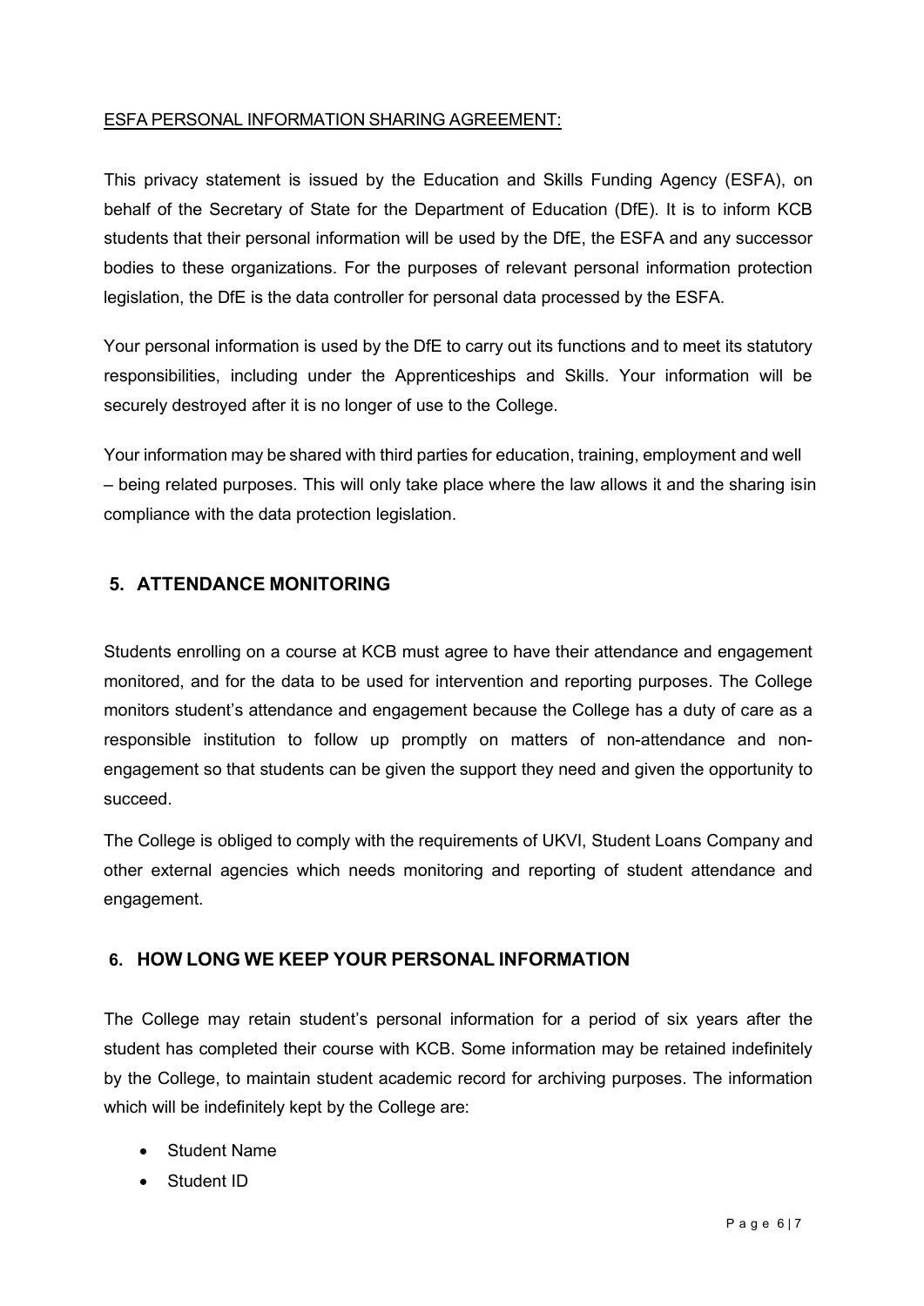ESFA PERSONAL INFORMATION SHARING AGREEMENT:

This privacy statement is issued by the Education and Skills Funding Agency (ESFA), on behalf of the Secretary of State for the Department of Education (DfE). It is to inform KCB students that their personal information will be used by the DfE, the ESFA and any successor bodies to these organizations. For the purposes of relevant personal information protection legislation, the DfE is the data controller for personal data processed by the ESFA.

Your personal information is used by the DfE to carry out its functions and to meet its statutory responsibilities, including under the Apprenticeships and Skills. Your information will be securely destroyed after it is no longer of use to the College.

Your information may be shared with third parties for education, training, employment and well – being related purposes. This will only take place where the law allows it and the sharing isin compliance with the data protection legislation.

## 5. ATTENDANCE MONITORING

Students enrolling on a course at KCB must agree to have their attendance and engagement monitored, and for the data to be used for intervention and reporting purposes. The College monitors student's attendance and engagement because the College has a duty of care as a responsible institution to follow up promptly on matters of non-attendance and non-engagement so that students can be given the support they need and given the opportunity to succeed.

The College is obliged to comply with the requirements of UKVI, Student Loans Company and other external agencies which needs monitoring and reporting of student attendance and engagement.

## 6. HOW LONG WE KEEP YOUR PERSONAL INFORMATION

The College may retain student's personal information for a period of six years after the student has completed their course with KCB. Some information may be retained indefinitely by the College, to maintain student academic record for archiving purposes. The information which will be indefinitely kept by the College are:

- Student Name
- Student ID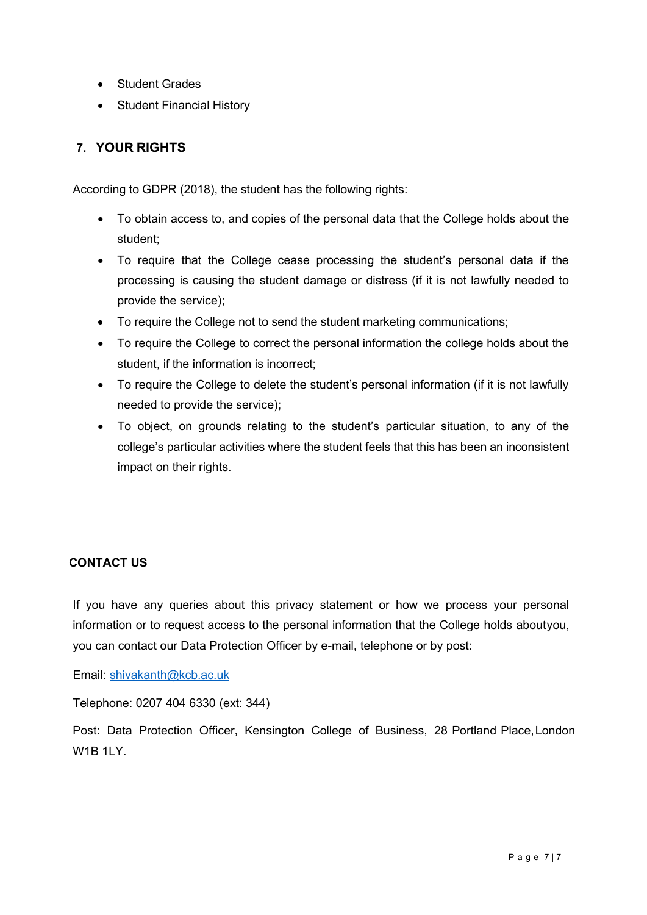- Student Grades
- Student Financial History

## 7. YOUR RIGHTS

According to GDPR (2018), the student has the following rights:

- To obtain access to, and copies of the personal data that the College holds about the student;
- To require that the College cease processing the student's personal data if the processing is causing the student damage or distress (if it is not lawfully needed to provide the service);
- To require the College not to send the student marketing communications;
- To require the College to correct the personal information the college holds about the student, if the information is incorrect;
- To require the College to delete the student's personal information (if it is not lawfully needed to provide the service);
- To object, on grounds relating to the student's particular situation, to any of the college's particular activities where the student feels that this has been an inconsistent impact on their rights.

## CONTACT US

If you have any queries about this privacy statement or how we process your personal information or to request access to the personal information that the College holds aboutyou, you can contact our Data Protection Officer by e-mail, telephone or by post:

Email: shivakanth@kcb.ac.uk

Telephone: 0207 404 6330 (ext: 344)

Post: Data Protection Officer, Kensington College of Business, 28 Portland Place, London W1B 1LY.